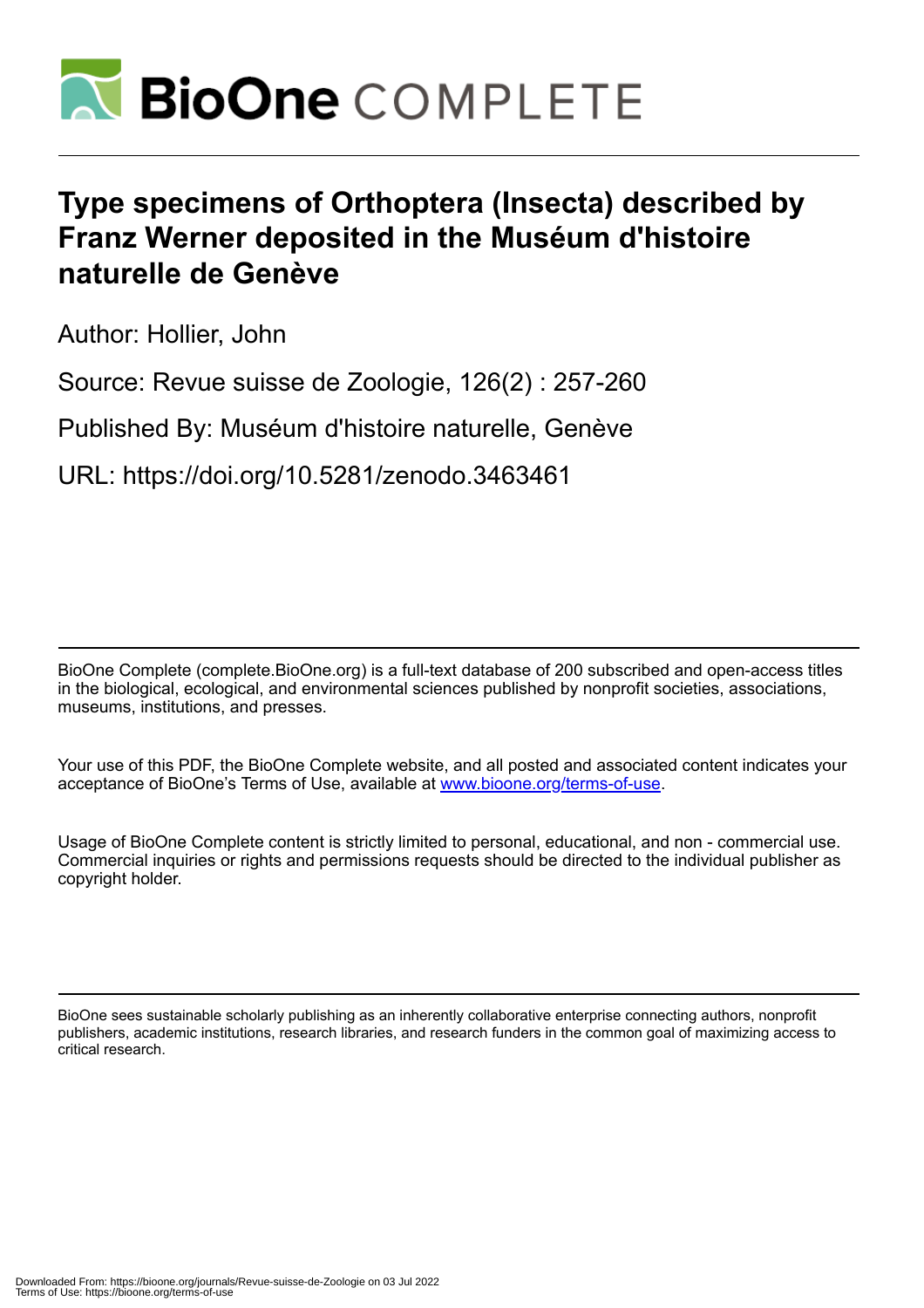# Type specimens of Orthoptera (Insecta) described by Franz Werner deposited in the Muséum d'histoire naturelle de Genève

Author: Hollier, John

Source: Revue suisse de Zoologie, 126(2) : 257-260

Published By: Muséum d'histoire naturelle, Genève

URL: https://doi.org/10.5281/zenodo.3463461

BioOne Complete (complete.BioOne.org) is a full-text database of 200 subscribed and open-access titles in the biological, ecological, and environmental sciences published by nonprofit societies, associations, museums, institutions, and presses.

Your use of this PDF, the BioOne Complete website, and all posted and associated content indicates your acceptance of BioOne's Terms of Use, available at www.bioone.org/terms-of-use.

Usage of BioOne Complete content is strictly limited to personal, educational, and non - commercial use. Commercial inquiries or rights and permissions requests should be directed to the individual publisher as copyright holder.

BioOne sees sustainable scholarly publishing as an inherently collaborative enterprise connecting authors, nonprofit publishers, academic institutions, research libraries, and research funders in the common goal of maximizing access to critical research.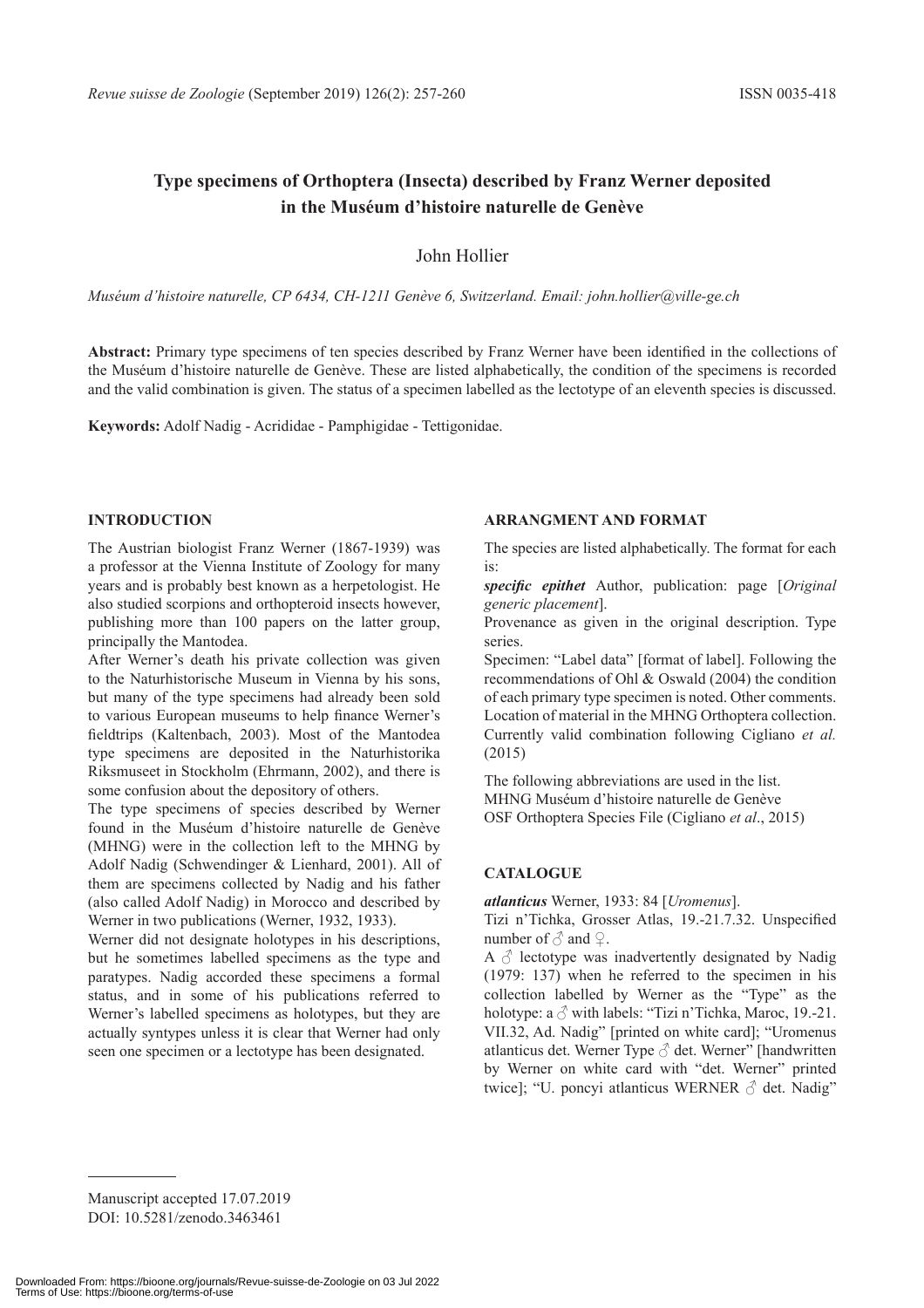# Type specimens of Orthoptera (Insecta) described by Franz Werner deposited in the Muséum d'histoire naturelle de Genève

John Hollier

*Muséum d'histoire naturelle, CP 6434, CH-1211 Genève 6, Switzerland. Email: john.hollier@ville-ge.ch*

**Abstract:** Primary type specimens of ten species described by Franz Werner have been identified in the collections of the Muséum d'histoire naturelle de Genève. These are listed alphabetically, the condition of the specimens is recorded and the valid combination is given. The status of a specimen labelled as the lectotype of an eleventh species is discussed.

**Keywords:** Adolf Nadig - Acrididae - Pamphigidae - Tettigonidae.

## INTRODUCTION

The Austrian biologist Franz Werner (1867-1939) was a professor at the Vienna Institute of Zoology for many years and is probably best known as a herpetologist. He also studied scorpions and orthopteroid insects however, publishing more than 100 papers on the latter group, principally the Mantodea.

After Werner's death his private collection was given to the Naturhistorische Museum in Vienna by his sons, but many of the type specimens had already been sold to various European museums to help finance Werner's fieldtrips (Kaltenbach, 2003). Most of the Mantodea type specimens are deposited in the Naturhistorika Riksmuseet in Stockholm (Ehrmann, 2002), and there is some confusion about the depository of others.

The type specimens of species described by Werner found in the Muséum d'histoire naturelle de Genève (MHNG) were in the collection left to the MHNG by Adolf Nadig (Schwendinger & Lienhard, 2001). All of them are specimens collected by Nadig and his father (also called Adolf Nadig) in Morocco and described by Werner in two publications (Werner, 1932, 1933).

Werner did not designate holotypes in his descriptions, but he sometimes labelled specimens as the type and paratypes. Nadig accorded these specimens a formal status, and in some of his publications referred to Werner's labelled specimens as holotypes, but they are actually syntypes unless it is clear that Werner had only seen one specimen or a lectotype has been designated.

## ARRANGMENT AND FORMAT

The species are listed alphabetically. The format for each is:

***specific epithet*** Author, publication: page [*Original generic placement*].

Provenance as given in the original description. Type series.

Specimen: "Label data" [format of label]. Following the recommendations of Ohl & Oswald (2004) the condition of each primary type specimen is noted. Other comments. Location of material in the MHNG Orthoptera collection. Currently valid combination following Cigliano *et al.* (2015)

The following abbreviations are used in the list.
MHNG Muséum d'histoire naturelle de Genève
OSF Orthoptera Species File (Cigliano *et al*., 2015)

## CATALOGUE

***atlanticus*** Werner, 1933: 84 [*Uromenus*].

Tizi n'Tichka, Grosser Atlas, 19.-21.7.32. Unspecified number of ♂ and ♀.

A ♂ lectotype was inadvertently designated by Nadig (1979: 137) when he referred to the specimen in his collection labelled by Werner as the "Type" as the holotype: a ♂ with labels: "Tizi n'Tichka, Maroc, 19.-21. VII.32, Ad. Nadig" [printed on white card]; "Uromenus atlanticus det. Werner Type ♂ det. Werner" [handwritten by Werner on white card with "det. Werner" printed twice]; "U. poncyi atlanticus WERNER ♂ det. Nadig"

Manuscript accepted 17.07.2019
DOI: 10.5281/zenodo.3463461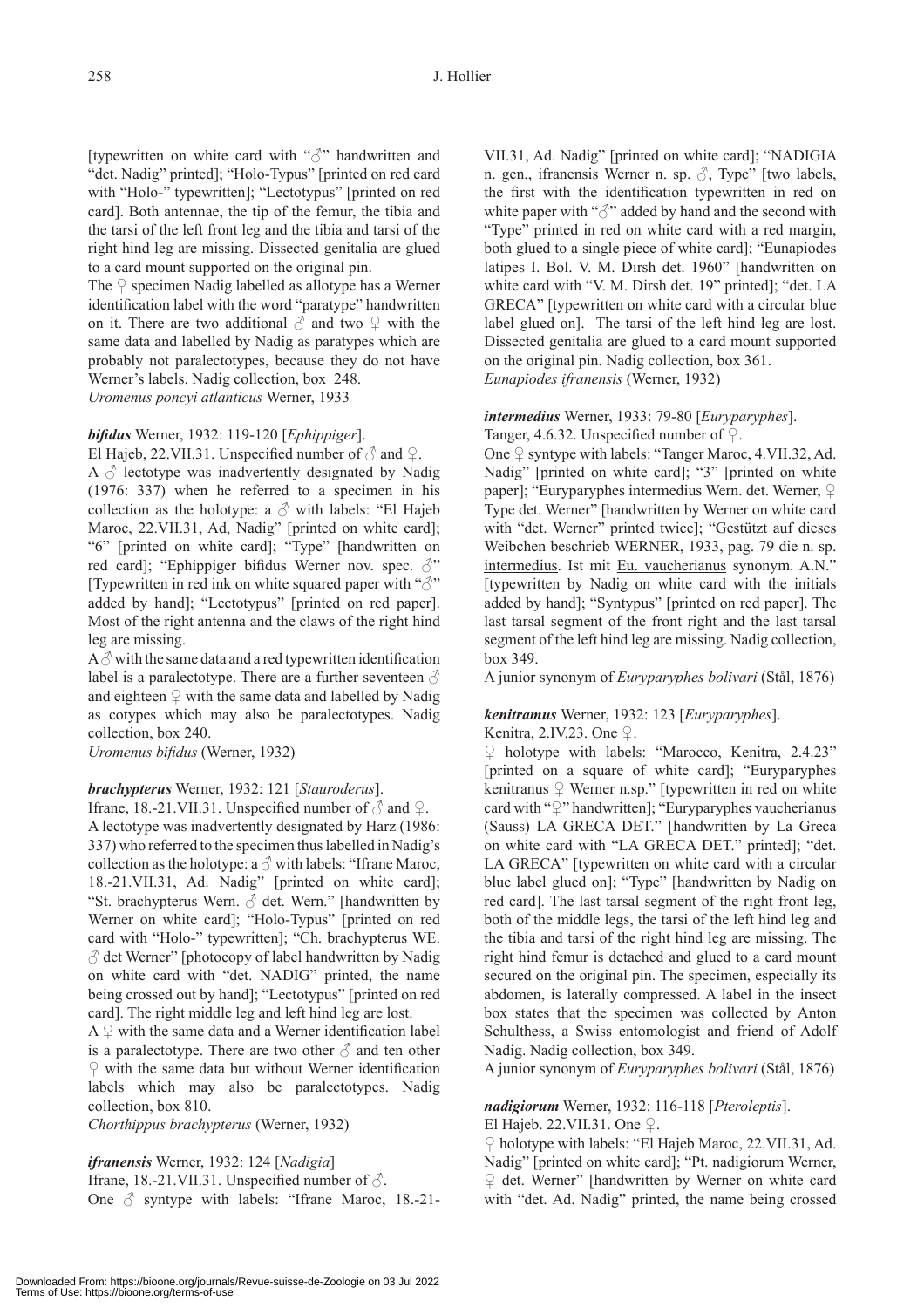[typewritten on white card with "♂" handwritten and "det. Nadig" printed]; "Holo-Typus" [printed on red card with "Holo-" typewritten]; "Lectotypus" [printed on red card]. Both antennae, the tip of the femur, the tibia and the tarsi of the left front leg and the tibia and tarsi of the right hind leg are missing. Dissected genitalia are glued to a card mount supported on the original pin.

The ♀ specimen Nadig labelled as allotype has a Werner identification label with the word "paratype" handwritten on it. There are two additional ♂ and two ♀ with the same data and labelled by Nadig as paratypes which are probably not paralectotypes, because they do not have Werner's labels. Nadig collection, box 248.

*Uromenus poncyi atlanticus* Werner, 1933

***bifidus*** Werner, 1932: 119-120 [*Ephippiger*].

El Hajeb, 22.VII.31. Unspecified number of ♂ and ♀.

A ♂ lectotype was inadvertently designated by Nadig (1976: 337) when he referred to a specimen in his collection as the holotype: a ♂ with labels: "El Hajeb Maroc, 22.VII.31, Ad, Nadig" [printed on white card]; "6" [printed on white card]; "Type" [handwritten on red card]; "Ephippiger bifidus Werner nov. spec. ♂" [Typewritten in red ink on white squared paper with "♂" added by hand]; "Lectotypus" [printed on red paper]. Most of the right antenna and the claws of the right hind leg are missing.

A ♂ with the same data and a red typewritten identification label is a paralectotype. There are a further seventeen ♂ and eighteen ♀ with the same data and labelled by Nadig as cotypes which may also be paralectotypes. Nadig collection, box 240.

*Uromenus bifidus* (Werner, 1932)

***brachypterus*** Werner, 1932: 121 [*Stauroderus*].

Ifrane, 18.-21.VII.31. Unspecified number of ♂ and ♀.

A lectotype was inadvertently designated by Harz (1986: 337) who referred to the specimen thus labelled in Nadig's collection as the holotype: a ♂ with labels: "Ifrane Maroc, 18.-21.VII.31, Ad. Nadig" [printed on white card]; "St. brachypterus Wern. ♂ det. Wern." [handwritten by Werner on white card]; "Holo-Typus" [printed on red card with "Holo-" typewritten]; "Ch. brachypterus WE. ♂ det Werner" [photocopy of label handwritten by Nadig on white card with "det. NADIG" printed, the name being crossed out by hand]; "Lectotypus" [printed on red card]. The right middle leg and left hind leg are lost.

A ♀ with the same data and a Werner identification label is a paralectotype. There are two other ♂ and ten other ♀ with the same data but without Werner identification labels which may also be paralectotypes. Nadig collection, box 810.

*Chorthippus brachypterus* (Werner, 1932)

***ifranensis*** Werner, 1932: 124 [*Nadigia*]

Ifrane, 18.-21.VII.31. Unspecified number of ♂.

One ♂ syntype with labels: "Ifrane Maroc, 18.-21-VII.31, Ad. Nadig" [printed on white card]; "NADIGIA n. gen., ifranensis Werner n. sp. ♂, Type" [two labels, the first with the identification typewritten in red on white paper with "♂" added by hand and the second with "Type" printed in red on white card with a red margin, both glued to a single piece of white card]; "Eunapiodes latipes I. Bol. V. M. Dirsh det. 1960" [handwritten on white card with "V. M. Dirsh det. 19" printed]; "det. LA GRECA" [typewritten on white card with a circular blue label glued on]. The tarsi of the left hind leg are lost. Dissected genitalia are glued to a card mount supported on the original pin. Nadig collection, box 361.

*Eunapiodes ifranensis* (Werner, 1932)

***intermedius*** Werner, 1933: 79-80 [*Euryparyphes*].

Tanger, 4.6.32. Unspecified number of ♀.

One ♀ syntype with labels: "Tanger Maroc, 4.VII.32, Ad. Nadig" [printed on white card]; "3" [printed on white paper]; "Euryparyphes intermedius Wern. det. Werner, ♀ Type det. Werner" [handwritten by Werner on white card with "det. Werner" printed twice]; "Gestützt auf dieses Weibchen beschrieb WERNER, 1933, pag. 79 die n. sp. intermedius. Ist mit Eu. vaucherianus synonym. A.N." [typewritten by Nadig on white card with the initials added by hand]; "Syntypus" [printed on red paper]. The last tarsal segment of the front right and the last tarsal segment of the left hind leg are missing. Nadig collection, box 349.

A junior synonym of *Euryparyphes bolivari* (Stål, 1876)

***kenitramus*** Werner, 1932: 123 [*Euryparyphes*].

Kenitra, 2.IV.23. One ♀.

♀ holotype with labels: "Marocco, Kenitra, 2.4.23" [printed on a square of white card]; "Euryparyphes kenitranus ♀ Werner n.sp." [typewritten in red on white card with "♀" handwritten]; "Euryparyphes vaucherianus (Sauss) LA GRECA DET." [handwritten by La Greca on white card with "LA GRECA DET." printed]; "det. LA GRECA" [typewritten on white card with a circular blue label glued on]; "Type" [handwritten by Nadig on red card]. The last tarsal segment of the right front leg, both of the middle legs, the tarsi of the left hind leg and the tibia and tarsi of the right hind leg are missing. The right hind femur is detached and glued to a card mount secured on the original pin. The specimen, especially its abdomen, is laterally compressed. A label in the insect box states that the specimen was collected by Anton Schulthess, a Swiss entomologist and friend of Adolf Nadig. Nadig collection, box 349.

A junior synonym of *Euryparyphes bolivari* (Stål, 1876)

***nadigiorum*** Werner, 1932: 116-118 [*Pteroleptis*].

El Hajeb. 22.VII.31. One ♀.

♀ holotype with labels: "El Hajeb Maroc, 22.VII.31, Ad. Nadig" [printed on white card]; "Pt. nadigiorum Werner, ♀ det. Werner" [handwritten by Werner on white card with "det. Ad. Nadig" printed, the name being crossed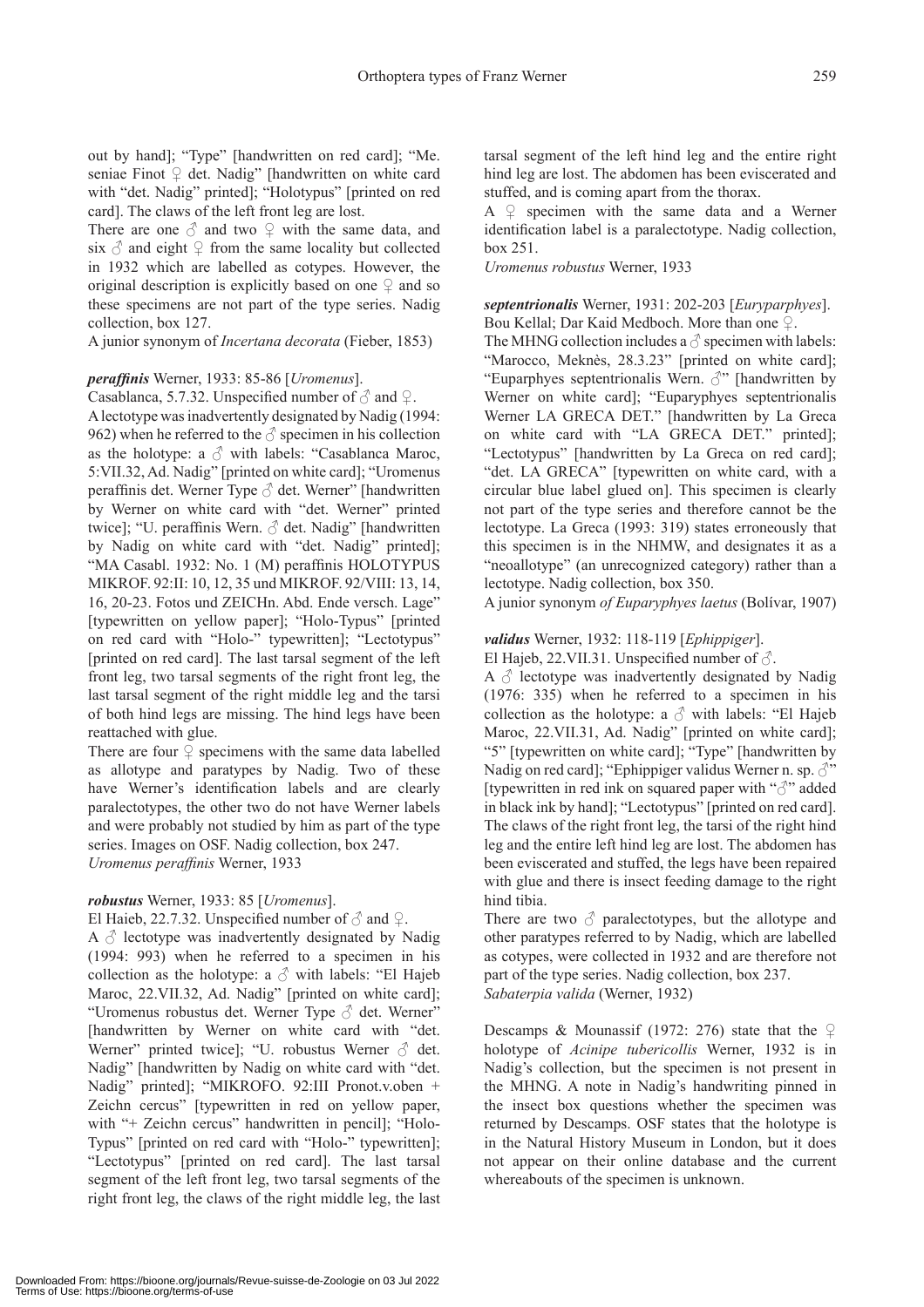out by hand]; "Type" [handwritten on red card]; "Me. seniae Finot ♀ det. Nadig" [handwritten on white card with "det. Nadig" printed]; "Holotypus" [printed on red card]. The claws of the left front leg are lost.

There are one ♂ and two ♀ with the same data, and six ♂ and eight ♀ from the same locality but collected in 1932 which are labelled as cotypes. However, the original description is explicitly based on one ♀ and so these specimens are not part of the type series. Nadig collection, box 127.

A junior synonym of *Incertana decorata* (Fieber, 1853)

***peraffinis*** Werner, 1933: 85-86 [*Uromenus*].

Casablanca, 5.7.32. Unspecified number of ♂ and ♀.

A lectotype was inadvertently designated by Nadig (1994: 962) when he referred to the ♂ specimen in his collection as the holotype: a ♂ with labels: "Casablanca Maroc, 5:VII.32, Ad. Nadig" [printed on white card]; "Uromenus peraffinis det. Werner Type ♂ det. Werner" [handwritten by Werner on white card with "det. Werner" printed twice]; "U. peraffinis Wern. ♂ det. Nadig" [handwritten by Nadig on white card with "det. Nadig" printed]; "MA Casabl. 1932: No. 1 (M) peraffinis HOLOTYPUS MIKROF. 92:II: 10, 12, 35 und MIKROF. 92/VIII: 13, 14, 16, 20-23. Fotos und ZEICHn. Abd. Ende versch. Lage" [typewritten on yellow paper]; "Holo-Typus" [printed on red card with "Holo-" typewritten]; "Lectotypus" [printed on red card]. The last tarsal segment of the left front leg, two tarsal segments of the right front leg, the last tarsal segment of the right middle leg and the tarsi of both hind legs are missing. The hind legs have been reattached with glue.

There are four ♀ specimens with the same data labelled as allotype and paratypes by Nadig. Two of these have Werner's identification labels and are clearly paralectotypes, the other two do not have Werner labels and were probably not studied by him as part of the type series. Images on OSF. Nadig collection, box 247.

*Uromenus peraffinis* Werner, 1933

***robustus*** Werner, 1933: 85 [*Uromenus*].

El Haieb, 22.7.32. Unspecified number of ♂ and ♀.

A ♂ lectotype was inadvertently designated by Nadig (1994: 993) when he referred to a specimen in his collection as the holotype: a ♂ with labels: "El Hajeb Maroc, 22.VII.32, Ad. Nadig" [printed on white card]; "Uromenus robustus det. Werner Type ♂ det. Werner" [handwritten by Werner on white card with "det. Werner" printed twice]; "U. robustus Werner ♂ det. Nadig" [handwritten by Nadig on white card with "det. Nadig" printed]; "MIKROFO. 92:III Pronot.v.oben + Zeichn cercus" [typewritten in red on yellow paper, with "+ Zeichn cercus" handwritten in pencil]; "Holo-Typus" [printed on red card with "Holo-" typewritten]; "Lectotypus" [printed on red card]. The last tarsal segment of the left front leg, two tarsal segments of the right front leg, the claws of the right middle leg, the last tarsal segment of the left hind leg and the entire right hind leg are lost. The abdomen has been eviscerated and stuffed, and is coming apart from the thorax.

A ♀ specimen with the same data and a Werner identification label is a paralectotype. Nadig collection, box 251.

*Uromenus robustus* Werner, 1933

***septentrionalis*** Werner, 1931: 202-203 [*Euryparphyes*].

Bou Kellal; Dar Kaid Medboch. More than one ♀.

The MHNG collection includes a ♂ specimen with labels: "Marocco, Meknès, 28.3.23" [printed on white card]; "Euparphyes septentrionalis Wern. ♂" [handwritten by Werner on white card]; "Euparyphes septentrionalis Werner LA GRECA DET." [handwritten by La Greca on white card with "LA GRECA DET." printed]; "Lectotypus" [handwritten by La Greca on red card]; "det. LA GRECA" [typewritten on white card, with a circular blue label glued on]. This specimen is clearly not part of the type series and therefore cannot be the lectotype. La Greca (1993: 319) states erroneously that this specimen is in the NHMW, and designates it as a "neoallotype" (an unrecognized category) rather than a lectotype. Nadig collection, box 350.

A junior synonym *of Euparyphes laetus* (Bolívar, 1907)

***validus*** Werner, 1932: 118-119 [*Ephippiger*].

El Hajeb, 22.VII.31. Unspecified number of ♂.

A ♂ lectotype was inadvertently designated by Nadig (1976: 335) when he referred to a specimen in his collection as the holotype: a ♂ with labels: "El Hajeb Maroc, 22.VII.31, Ad. Nadig" [printed on white card]; "5" [typewritten on white card]; "Type" [handwritten by Nadig on red card]; "Ephippiger validus Werner n. sp. ♂" [typewritten in red ink on squared paper with "♂" added in black ink by hand]; "Lectotypus" [printed on red card]. The claws of the right front leg, the tarsi of the right hind leg and the entire left hind leg are lost. The abdomen has been eviscerated and stuffed, the legs have been repaired with glue and there is insect feeding damage to the right hind tibia.

There are two ♂ paralectotypes, but the allotype and other paratypes referred to by Nadig, which are labelled as cotypes, were collected in 1932 and are therefore not part of the type series. Nadig collection, box 237.

*Sabaterpia valida* (Werner, 1932)

Descamps & Mounassif (1972: 276) state that the ♀ holotype of *Acinipe tubericollis* Werner, 1932 is in Nadig's collection, but the specimen is not present in the MHNG. A note in Nadig's handwriting pinned in the insect box questions whether the specimen was returned by Descamps. OSF states that the holotype is in the Natural History Museum in London, but it does not appear on their online database and the current whereabouts of the specimen is unknown.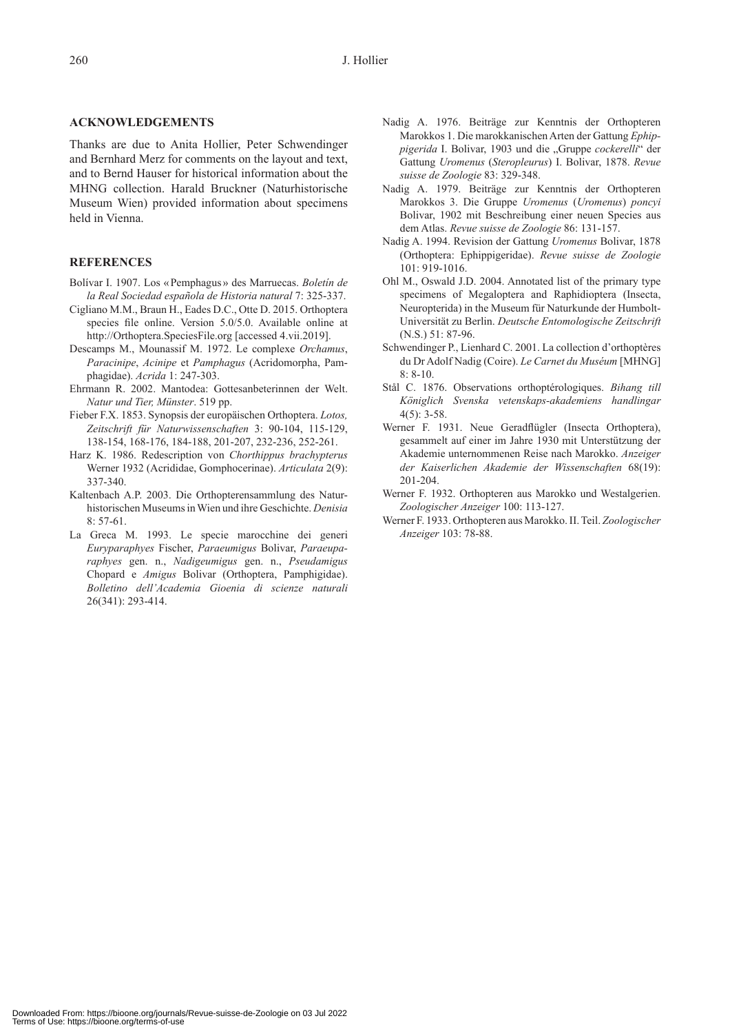## ACKNOWLEDGEMENTS

Thanks are due to Anita Hollier, Peter Schwendinger and Bernhard Merz for comments on the layout and text, and to Bernd Hauser for historical information about the MHNG collection. Harald Bruckner (Naturhistorische Museum Wien) provided information about specimens held in Vienna.

## REFERENCES

Bolívar I. 1907. Los «Pemphagus» des Marruecas. *Boletín de la Real Sociedad española de Historia natural* 7: 325-337.

Cigliano M.M., Braun H., Eades D.C., Otte D. 2015. Orthoptera species file online. Version 5.0/5.0. Available online at http://Orthoptera.SpeciesFile.org [accessed 4.vii.2019].

Descamps M., Mounassif M. 1972. Le complexe *Orchamus*, *Paracinipe*, *Acinipe* et *Pamphagus* (Acridomorpha, Pamphagidae). *Acrida* 1: 247-303.

Ehrmann R. 2002. Mantodea: Gottesanbeterinnen der Welt. *Natur und Tier, Münster*. 519 pp.

Fieber F.X. 1853. Synopsis der europäischen Orthoptera. *Lotos, Zeitschrift für Naturwissenschaften* 3: 90-104, 115-129, 138-154, 168-176, 184-188, 201-207, 232-236, 252-261.

Harz K. 1986. Redescription von *Chorthippus brachypterus* Werner 1932 (Acrididae, Gomphocerinae). *Articulata* 2(9): 337-340.

Kaltenbach A.P. 2003. Die Orthopterensammlung des Naturhistorischen Museums in Wien und ihre Geschichte. *Denisia* 8: 57-61.

La Greca M. 1993. Le specie marocchine dei generi *Euryparaphyes* Fischer, *Paraeumigus* Bolivar, *Paraeuparaphyes* gen. n., *Nadigeumigus* gen. n., *Pseudamigus* Chopard e *Amigus* Bolivar (Orthoptera, Pamphigidae). *Bolletino dell'Academia Gioenia di scienze naturali* 26(341): 293-414.

Nadig A. 1976. Beiträge zur Kenntnis der Orthopteren Marokkos 1. Die marokkanischen Arten der Gattung *Ephippigerida* I. Bolivar, 1903 und die „Gruppe *cockerelli*" der Gattung *Uromenus* (*Steropleurus*) I. Bolivar, 1878. *Revue suisse de Zoologie* 83: 329-348.

Nadig A. 1979. Beiträge zur Kenntnis der Orthopteren Marokkos 3. Die Gruppe *Uromenus* (*Uromenus*) *poncyi* Bolivar, 1902 mit Beschreibung einer neuen Species aus dem Atlas. *Revue suisse de Zoologie* 86: 131-157.

Nadig A. 1994. Revision der Gattung *Uromenus* Bolivar, 1878 (Orthoptera: Ephippigeridae). *Revue suisse de Zoologie* 101: 919-1016.

Ohl M., Oswald J.D. 2004. Annotated list of the primary type specimens of Megaloptera and Raphidioptera (Insecta, Neuropterida) in the Museum für Naturkunde der Humboldt-Universität zu Berlin. *Deutsche Entomologische Zeitschrift* (N.S.) 51: 87-96.

Schwendinger P., Lienhard C. 2001. La collection d'orthoptères du Dr Adolf Nadig (Coire). *Le Carnet du Muséum* [MHNG] 8: 8-10.

Stål C. 1876. Observations orthoptérologiques. *Bihang till Königlich Svenska vetenskaps-akademiens handlingar* 4(5): 3-58.

Werner F. 1931. Neue Geradflügler (Insecta Orthoptera), gesammelt auf einer im Jahre 1930 mit Unterstützung der Akademie unternommenen Reise nach Marokko. *Anzeiger der Kaiserlichen Akademie der Wissenschaften* 68(19): 201-204.

Werner F. 1932. Orthopteren aus Marokko und Westalgerien. *Zoologischer Anzeiger* 100: 113-127.

Werner F. 1933. Orthopteren aus Marokko. II. Teil. *Zoologischer Anzeiger* 103: 78-88.